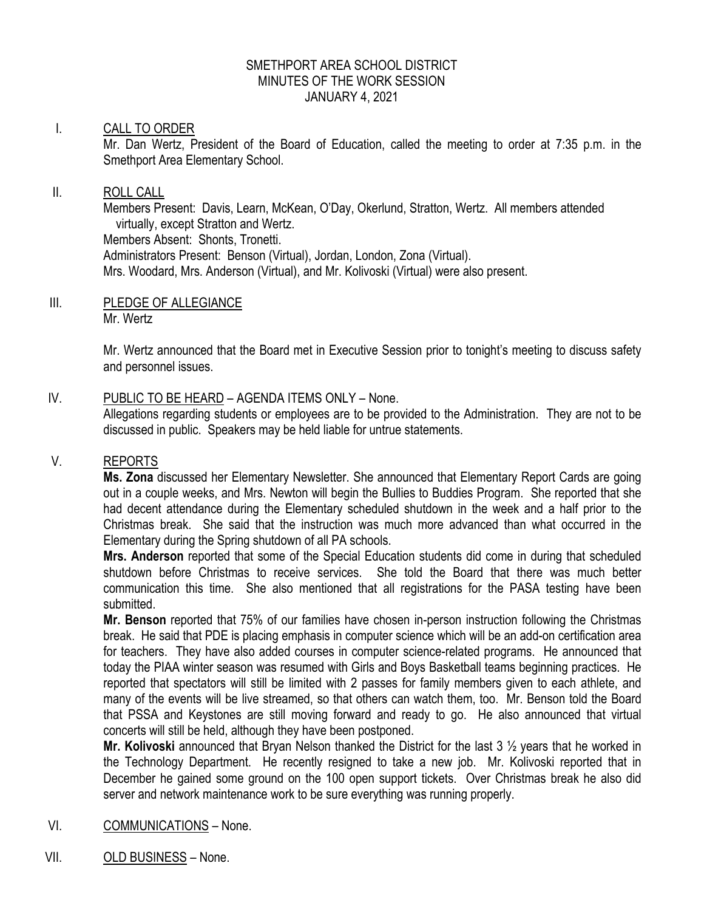# SMETHPORT AREA SCHOOL DISTRICT
## MINUTES OF THE WORK SESSION
### JANUARY 4, 2021

I. CALL TO ORDER

Mr. Dan Wertz, President of the Board of Education, called the meeting to order at 7:35 p.m. in the Smethport Area Elementary School.

II. ROLL CALL

Members Present: Davis, Learn, McKean, O'Day, Okerlund, Stratton, Wertz. All members attended virtually, except Stratton and Wertz.
Members Absent: Shonts, Tronetti.
Administrators Present: Benson (Virtual), Jordan, London, Zona (Virtual).
Mrs. Woodard, Mrs. Anderson (Virtual), and Mr. Kolivoski (Virtual) were also present.

III. PLEDGE OF ALLEGIANCE

Mr. Wertz

Mr. Wertz announced that the Board met in Executive Session prior to tonight's meeting to discuss safety and personnel issues.

IV. PUBLIC TO BE HEARD – AGENDA ITEMS ONLY – None.

Allegations regarding students or employees are to be provided to the Administration. They are not to be discussed in public. Speakers may be held liable for untrue statements.

V. REPORTS

**Ms. Zona** discussed her Elementary Newsletter. She announced that Elementary Report Cards are going out in a couple weeks, and Mrs. Newton will begin the Bullies to Buddies Program. She reported that she had decent attendance during the Elementary scheduled shutdown in the week and a half prior to the Christmas break. She said that the instruction was much more advanced than what occurred in the Elementary during the Spring shutdown of all PA schools.

**Mrs. Anderson** reported that some of the Special Education students did come in during that scheduled shutdown before Christmas to receive services. She told the Board that there was much better communication this time. She also mentioned that all registrations for the PASA testing have been submitted.

**Mr. Benson** reported that 75% of our families have chosen in-person instruction following the Christmas break. He said that PDE is placing emphasis in computer science which will be an add-on certification area for teachers. They have also added courses in computer science-related programs. He announced that today the PIAA winter season was resumed with Girls and Boys Basketball teams beginning practices. He reported that spectators will still be limited with 2 passes for family members given to each athlete, and many of the events will be live streamed, so that others can watch them, too. Mr. Benson told the Board that PSSA and Keystones are still moving forward and ready to go. He also announced that virtual concerts will still be held, although they have been postponed.

**Mr. Kolivoski** announced that Bryan Nelson thanked the District for the last 3 ½ years that he worked in the Technology Department. He recently resigned to take a new job. Mr. Kolivoski reported that in December he gained some ground on the 100 open support tickets. Over Christmas break he also did server and network maintenance work to be sure everything was running properly.

VI. COMMUNICATIONS – None.

VII. OLD BUSINESS – None.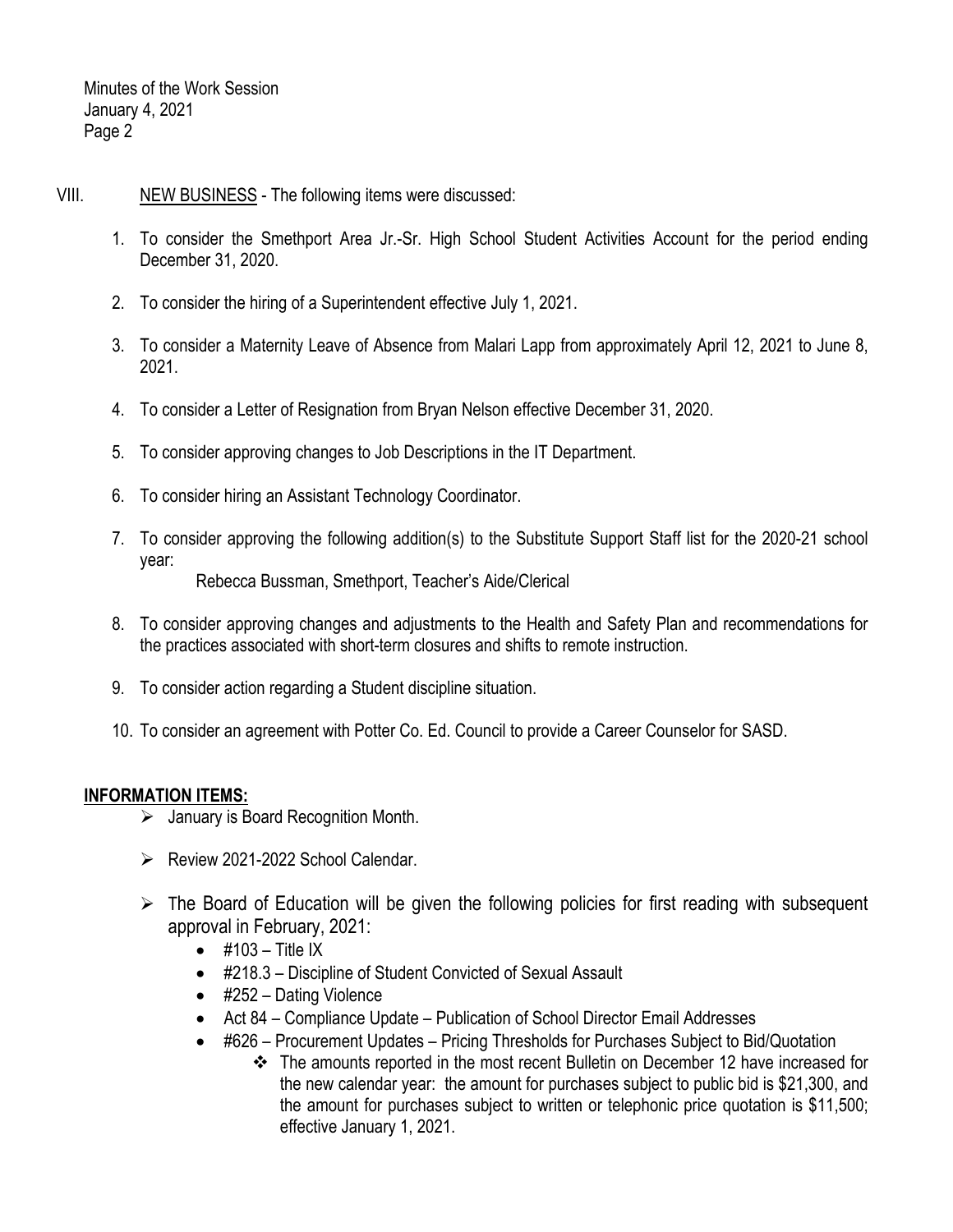VIII. NEW BUSINESS - The following items were discussed:

1. To consider the Smethport Area Jr.-Sr. High School Student Activities Account for the period ending December 31, 2020.

2. To consider the hiring of a Superintendent effective July 1, 2021.

3. To consider a Maternity Leave of Absence from Malari Lapp from approximately April 12, 2021 to June 8, 2021.

4. To consider a Letter of Resignation from Bryan Nelson effective December 31, 2020.

5. To consider approving changes to Job Descriptions in the IT Department.

6. To consider hiring an Assistant Technology Coordinator.

7. To consider approving the following addition(s) to the Substitute Support Staff list for the 2020-21 school year:

   Rebecca Bussman, Smethport, Teacher's Aide/Clerical

8. To consider approving changes and adjustments to the Health and Safety Plan and recommendations for the practices associated with short-term closures and shifts to remote instruction.

9. To consider action regarding a Student discipline situation.

10. To consider an agreement with Potter Co. Ed. Council to provide a Career Counselor for SASD.

**INFORMATION ITEMS:**

- January is Board Recognition Month.
- Review 2021-2022 School Calendar.
- The Board of Education will be given the following policies for first reading with subsequent approval in February, 2021:
  - #103 – Title IX
  - #218.3 – Discipline of Student Convicted of Sexual Assault
  - #252 – Dating Violence
  - Act 84 – Compliance Update – Publication of School Director Email Addresses
  - #626 – Procurement Updates – Pricing Thresholds for Purchases Subject to Bid/Quotation
    - The amounts reported in the most recent Bulletin on December 12 have increased for the new calendar year: the amount for purchases subject to public bid is $21,300, and the amount for purchases subject to written or telephonic price quotation is $11,500; effective January 1, 2021.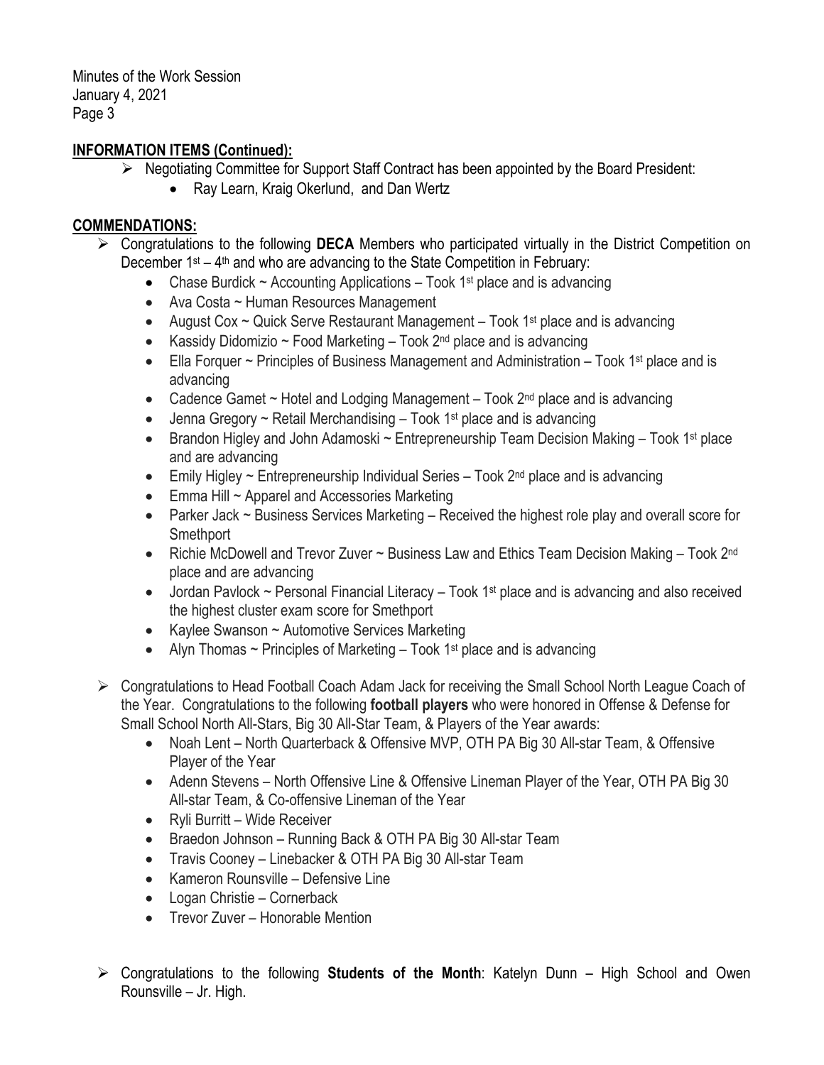## INFORMATION ITEMS (Continued):

- Negotiating Committee for Support Staff Contract has been appointed by the Board President:
  - Ray Learn, Kraig Okerlund, and Dan Wertz

## COMMENDATIONS:

- Congratulations to the following **DECA** Members who participated virtually in the District Competition on December 1st – 4th and who are advancing to the State Competition in February:
  - Chase Burdick ~ Accounting Applications – Took 1st place and is advancing
  - Ava Costa ~ Human Resources Management
  - August Cox ~ Quick Serve Restaurant Management – Took 1st place and is advancing
  - Kassidy Didomizio ~ Food Marketing – Took 2nd place and is advancing
  - Ella Forquer ~ Principles of Business Management and Administration – Took 1st place and is advancing
  - Cadence Gamet ~ Hotel and Lodging Management – Took 2nd place and is advancing
  - Jenna Gregory ~ Retail Merchandising – Took 1st place and is advancing
  - Brandon Higley and John Adamoski ~ Entrepreneurship Team Decision Making – Took 1st place and are advancing
  - Emily Higley ~ Entrepreneurship Individual Series – Took 2nd place and is advancing
  - Emma Hill ~ Apparel and Accessories Marketing
  - Parker Jack ~ Business Services Marketing – Received the highest role play and overall score for Smethport
  - Richie McDowell and Trevor Zuver ~ Business Law and Ethics Team Decision Making – Took 2nd place and are advancing
  - Jordan Pavlock ~ Personal Financial Literacy – Took 1st place and is advancing and also received the highest cluster exam score for Smethport
  - Kaylee Swanson ~ Automotive Services Marketing
  - Alyn Thomas ~ Principles of Marketing – Took 1st place and is advancing

- Congratulations to Head Football Coach Adam Jack for receiving the Small School North League Coach of the Year. Congratulations to the following **football players** who were honored in Offense & Defense for Small School North All-Stars, Big 30 All-Star Team, & Players of the Year awards:
  - Noah Lent – North Quarterback & Offensive MVP, OTH PA Big 30 All-star Team, & Offensive Player of the Year
  - Adenn Stevens – North Offensive Line & Offensive Lineman Player of the Year, OTH PA Big 30 All-star Team, & Co-offensive Lineman of the Year
  - Ryli Burritt – Wide Receiver
  - Braedon Johnson – Running Back & OTH PA Big 30 All-star Team
  - Travis Cooney – Linebacker & OTH PA Big 30 All-star Team
  - Kameron Rounsville – Defensive Line
  - Logan Christie – Cornerback
  - Trevor Zuver – Honorable Mention

- Congratulations to the following **Students of the Month**: Katelyn Dunn – High School and Owen Rounsville – Jr. High.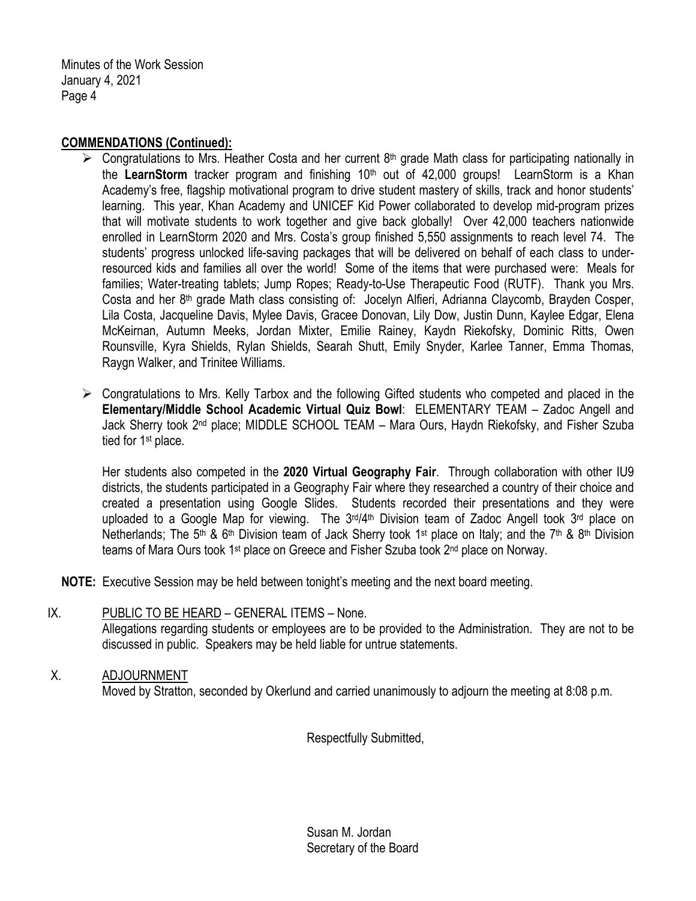**COMMENDATIONS (Continued):**

- Congratulations to Mrs. Heather Costa and her current 8th grade Math class for participating nationally in the **LearnStorm** tracker program and finishing 10th out of 42,000 groups! LearnStorm is a Khan Academy's free, flagship motivational program to drive student mastery of skills, track and honor students' learning. This year, Khan Academy and UNICEF Kid Power collaborated to develop mid-program prizes that will motivate students to work together and give back globally! Over 42,000 teachers nationwide enrolled in LearnStorm 2020 and Mrs. Costa's group finished 5,550 assignments to reach level 74. The students' progress unlocked life-saving packages that will be delivered on behalf of each class to under-resourced kids and families all over the world! Some of the items that were purchased were: Meals for families; Water-treating tablets; Jump Ropes; Ready-to-Use Therapeutic Food (RUTF). Thank you Mrs. Costa and her 8th grade Math class consisting of: Jocelyn Alfieri, Adrianna Claycomb, Brayden Cosper, Lila Costa, Jacqueline Davis, Mylee Davis, Gracee Donovan, Lily Dow, Justin Dunn, Kaylee Edgar, Elena McKeirnan, Autumn Meeks, Jordan Mixter, Emilie Rainey, Kaydn Riekofsky, Dominic Ritts, Owen Rounsville, Kyra Shields, Rylan Shields, Searah Shutt, Emily Snyder, Karlee Tanner, Emma Thomas, Raygn Walker, and Trinitee Williams.

- Congratulations to Mrs. Kelly Tarbox and the following Gifted students who competed and placed in the **Elementary/Middle School Academic Virtual Quiz Bowl**: ELEMENTARY TEAM – Zadoc Angell and Jack Sherry took 2nd place; MIDDLE SCHOOL TEAM – Mara Ours, Haydn Riekofsky, and Fisher Szuba tied for 1st place.

  Her students also competed in the **2020 Virtual Geography Fair**. Through collaboration with other IU9 districts, the students participated in a Geography Fair where they researched a country of their choice and created a presentation using Google Slides. Students recorded their presentations and they were uploaded to a Google Map for viewing. The 3rd/4th Division team of Zadoc Angell took 3rd place on Netherlands; The 5th & 6th Division team of Jack Sherry took 1st place on Italy; and the 7th & 8th Division teams of Mara Ours took 1st place on Greece and Fisher Szuba took 2nd place on Norway.

**NOTE:** Executive Session may be held between tonight's meeting and the next board meeting.

IX. PUBLIC TO BE HEARD – GENERAL ITEMS – None.
Allegations regarding students or employees are to be provided to the Administration. They are not to be discussed in public. Speakers may be held liable for untrue statements.

X. ADJOURNMENT
Moved by Stratton, seconded by Okerlund and carried unanimously to adjourn the meeting at 8:08 p.m.

Respectfully Submitted,

Susan M. Jordan
Secretary of the Board